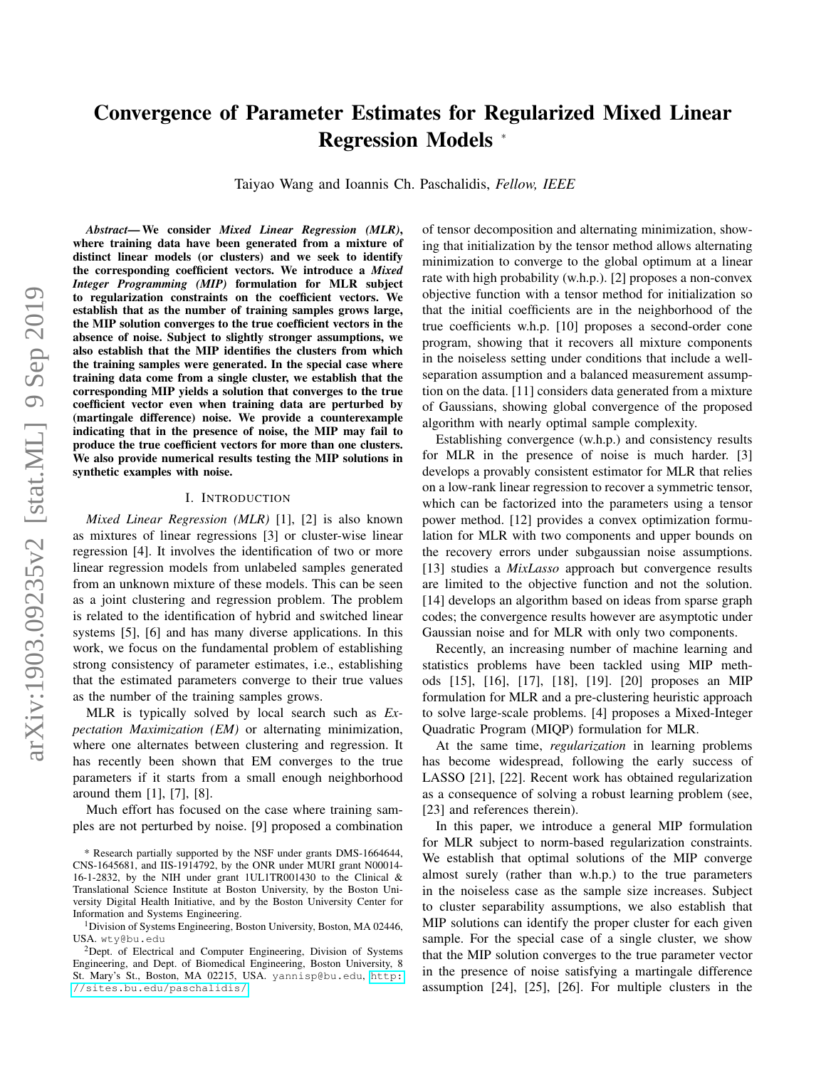# Convergence of Parameter Estimates for Regularized Mixed Linear Regression Models *

Taiyao Wang and Ioannis Ch. Paschalidis, *Fellow, IEEE*

***Abstract*— We consider *Mixed Linear Regression (MLR)*, where training data have been generated from a mixture of distinct linear models (or clusters) and we seek to identify the corresponding coefficient vectors. We introduce a *Mixed Integer Programming (MIP)* formulation for MLR subject to regularization constraints on the coefficient vectors. We establish that as the number of training samples grows large, the MIP solution converges to the true coefficient vectors in the absence of noise. Subject to slightly stronger assumptions, we also establish that the MIP identifies the clusters from which the training samples were generated. In the special case where training data come from a single cluster, we establish that the corresponding MIP yields a solution that converges to the true coefficient vector even when training data are perturbed by (martingale difference) noise. We provide a counterexample indicating that in the presence of noise, the MIP may fail to produce the true coefficient vectors for more than one clusters. We also provide numerical results testing the MIP solutions in synthetic examples with noise.**

## I. Introduction

*Mixed Linear Regression (MLR)* [1], [2] is also known as mixtures of linear regressions [3] or cluster-wise linear regression [4]. It involves the identification of two or more linear regression models from unlabeled samples generated from an unknown mixture of these models. This can be seen as a joint clustering and regression problem. The problem is related to the identification of hybrid and switched linear systems [5], [6] and has many diverse applications. In this work, we focus on the fundamental problem of establishing strong consistency of parameter estimates, i.e., establishing that the estimated parameters converge to their true values as the number of the training samples grows.

MLR is typically solved by local search such as *Expectation Maximization (EM)* or alternating minimization, where one alternates between clustering and regression. It has recently been shown that EM converges to the true parameters if it starts from a small enough neighborhood around them [1], [7], [8].

Much effort has focused on the case where training samples are not perturbed by noise. [9] proposed a combination of tensor decomposition and alternating minimization, showing that initialization by the tensor method allows alternating minimization to converge to the global optimum at a linear rate with high probability (w.h.p.). [2] proposes a non-convex objective function with a tensor method for initialization so that the initial coefficients are in the neighborhood of the true coefficients w.h.p. [10] proposes a second-order cone program, showing that it recovers all mixture components in the noiseless setting under conditions that include a well-separation assumption and a balanced measurement assumption on the data. [11] considers data generated from a mixture of Gaussians, showing global convergence of the proposed algorithm with nearly optimal sample complexity.

Establishing convergence (w.h.p.) and consistency results for MLR in the presence of noise is much harder. [3] develops a provably consistent estimator for MLR that relies on a low-rank linear regression to recover a symmetric tensor, which can be factorized into the parameters using a tensor power method. [12] provides a convex optimization formulation for MLR with two components and upper bounds on the recovery errors under subgaussian noise assumptions. [13] studies a *MixLasso* approach but convergence results are limited to the objective function and not the solution. [14] develops an algorithm based on ideas from sparse graph codes; the convergence results however are asymptotic under Gaussian noise and for MLR with only two components.

Recently, an increasing number of machine learning and statistics problems have been tackled using MIP methods [15], [16], [17], [18], [19]. [20] proposes an MIP formulation for MLR and a pre-clustering heuristic approach to solve large-scale problems. [4] proposes a Mixed-Integer Quadratic Program (MIQP) formulation for MLR.

At the same time, *regularization* in learning problems has become widespread, following the early success of LASSO [21], [22]. Recent work has obtained regularization as a consequence of solving a robust learning problem (see, [23] and references therein).

In this paper, we introduce a general MIP formulation for MLR subject to norm-based regularization constraints. We establish that optimal solutions of the MIP converge almost surely (rather than w.h.p.) to the true parameters in the noiseless case as the sample size increases. Subject to cluster separability assumptions, we also establish that MIP solutions can identify the proper cluster for each given sample. For the special case of a single cluster, we show that the MIP solution converges to the true parameter vector in the presence of noise satisfying a martingale difference assumption [24], [25], [26]. For multiple clusters in the

---

* Research partially supported by the NSF under grants DMS-1664644, CNS-1645681, and IIS-1914792, by the ONR under MURI grant N00014-16-1-2832, by the NIH under grant 1UL1TR001430 to the Clinical & Translational Science Institute at Boston University, by the Boston University Digital Health Initiative, and by the Boston University Center for Information and Systems Engineering.

[1] Division of Systems Engineering, Boston University, Boston, MA 02446, USA. wty@bu.edu

[2] Dept. of Electrical and Computer Engineering, Division of Systems Engineering, and Dept. of Biomedical Engineering, Boston University, 8 St. Mary's St., Boston, MA 02215, USA. yannisp@bu.edu, http://sites.bu.edu/paschalidis/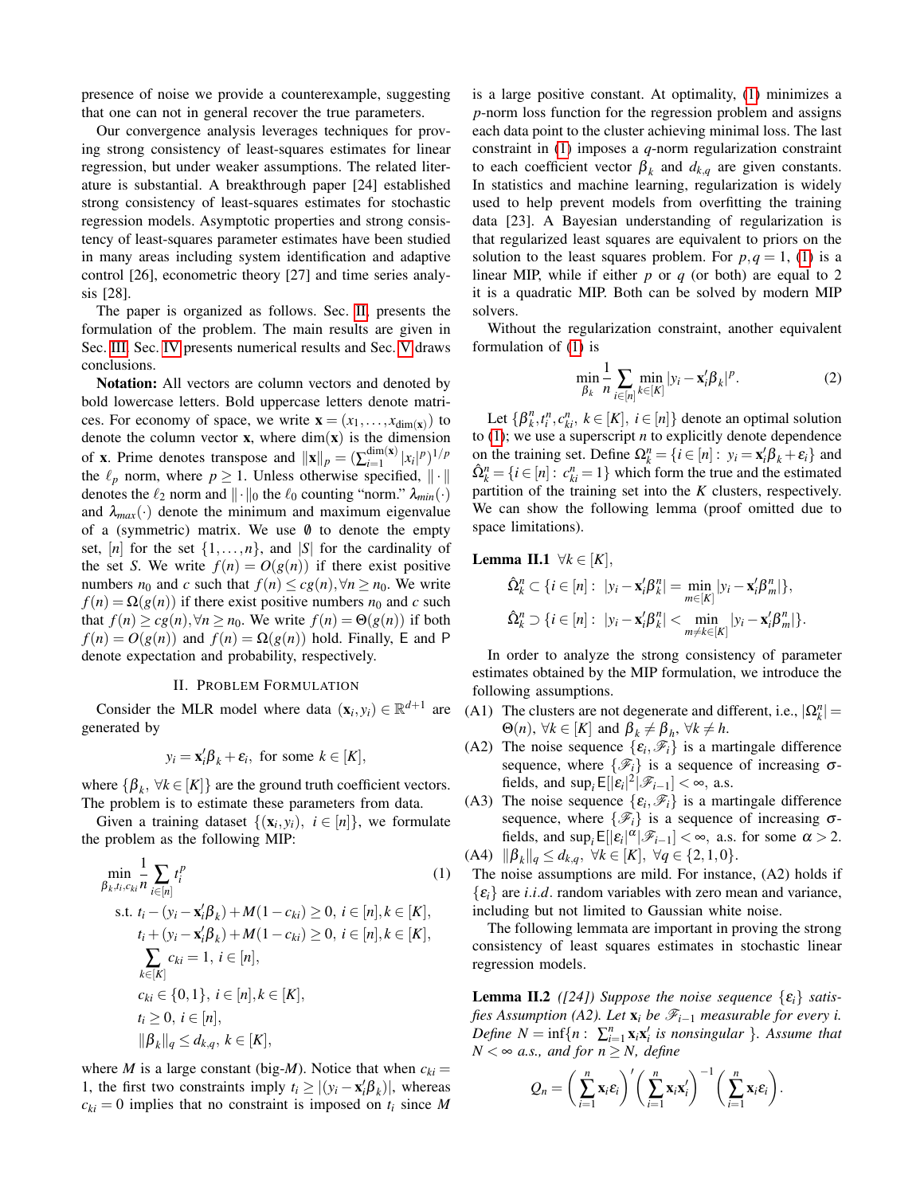presence of noise we provide a counterexample, suggesting that one can not in general recover the true parameters.

Our convergence analysis leverages techniques for proving strong consistency of least-squares estimates for linear regression, but under weaker assumptions. The related literature is substantial. A breakthrough paper [24] established strong consistency of least-squares estimates for stochastic regression models. Asymptotic properties and strong consistency of least-squares parameter estimates have been studied in many areas including system identification and adaptive control [26], econometric theory [27] and time series analysis [28].

The paper is organized as follows. Sec. II presents the formulation of the problem. The main results are given in Sec. III. Sec. IV presents numerical results and Sec. V draws conclusions.

**Notation:** All vectors are column vectors and denoted by bold lowercase letters. Bold uppercase letters denote matrices. For economy of space, we write $\mathbf{x} = (x_1, \ldots, x_{\dim(\mathbf{x})})$ to denote the column vector $\mathbf{x}$, where $\dim(\mathbf{x})$ is the dimension of $\mathbf{x}$. Prime denotes transpose and $\|\mathbf{x}\|_p = (\sum_{i=1}^{\dim(\mathbf{x})} |x_i|^p)^{1/p}$ the $\ell_p$ norm, where $p \geq 1$. Unless otherwise specified, $\|\cdot\|$ denotes the $\ell_2$ norm and $\|\cdot\|_0$ the $\ell_0$ counting "norm." $\lambda_{min}(\cdot)$ and $\lambda_{max}(\cdot)$ denote the minimum and maximum eigenvalue of a (symmetric) matrix. We use $\emptyset$ to denote the empty set, $[n]$ for the set $\{1, \ldots, n\}$, and $|S|$ for the cardinality of the set $S$. We write $f(n) = O(g(n))$ if there exist positive numbers $n_0$ and $c$ such that $f(n) \leq cg(n), \forall n \geq n_0$. We write $f(n) = \Omega(g(n))$ if there exist positive numbers $n_0$ and $c$ such that $f(n) \geq cg(n), \forall n \geq n_0$. We write $f(n) = \Theta(g(n))$ if both $f(n) = O(g(n))$ and $f(n) = \Omega(g(n))$ hold. Finally, $\mathsf{E}$ and $\mathsf{P}$ denote expectation and probability, respectively.

## II. Problem Formulation

Consider the MLR model where data $(\mathbf{x}_i, y_i) \in \mathbb{R}^{d+1}$ are generated by

$$y_i = \mathbf{x}_i'\beta_k + \varepsilon_i, \text{ for some } k \in [K],$$

where $\{\beta_k, \forall k \in [K]\}$ are the ground truth coefficient vectors. The problem is to estimate these parameters from data.

Given a training dataset $\{(\mathbf{x}_i, y_i), i \in [n]\}$, we formulate the problem as the following MIP:

$$\begin{aligned}
\min_{\beta_k, t_i, c_{ki}} \; & \frac{1}{n} \sum_{i \in [n]} t_i^p & (1)\\
\text{s.t. } & t_i - (y_i - \mathbf{x}_i'\beta_k) + M(1 - c_{ki}) \geq 0, \; i \in [n], k \in [K], \\
& t_i + (y_i - \mathbf{x}_i'\beta_k) + M(1 - c_{ki}) \geq 0, \; i \in [n], k \in [K], \\
& \sum_{k \in [K]} c_{ki} = 1, \; i \in [n], \\
& c_{ki} \in \{0, 1\}, \; i \in [n], k \in [K], \\
& t_i \geq 0, \; i \in [n], \\
& \|\beta_k\|_q \leq d_{k,q}, \; k \in [K],
\end{aligned}$$

where $M$ is a large constant (big-$M$). Notice that when $c_{ki} = 1$, the first two constraints imply $t_i \geq |(y_i - \mathbf{x}_i'\beta_k)|$, whereas $c_{ki} = 0$ implies that no constraint is imposed on $t_i$ since $M$ is a large positive constant. At optimality, (1) minimizes a $p$-norm loss function for the regression problem and assigns each data point to the cluster achieving minimal loss. The last constraint in (1) imposes a $q$-norm regularization constraint to each coefficient vector $\beta_k$ and $d_{k,q}$ are given constants. In statistics and machine learning, regularization is widely used to help prevent models from overfitting the training data [23]. A Bayesian understanding of regularization is that regularized least squares are equivalent to priors on the solution to the least squares problem. For $p, q = 1$, (1) is a linear MIP, while if either $p$ or $q$ (or both) are equal to 2 it is a quadratic MIP. Both can be solved by modern MIP solvers.

Without the regularization constraint, another equivalent formulation of (1) is

$$\min_{\beta_k} \frac{1}{n} \sum_{i \in [n]} \min_{k \in [K]} |y_i - \mathbf{x}_i'\beta_k|^p. \tag{2}$$

Let $\{\beta_k^n, t_i^n, c_{ki}^n, k \in [K], i \in [n]\}$ denote an optimal solution to (1); we use a superscript $n$ to explicitly denote dependence on the training set. Define $\Omega_k^n = \{i \in [n]: y_i = \mathbf{x}_i'\beta_k + \varepsilon_i\}$ and $\hat{\Omega}_k^n = \{i \in [n]: c_{ki}^n = 1\}$ which form the true and the estimated partition of the training set into the $K$ clusters, respectively. We can show the following lemma (proof omitted due to space limitations).

**Lemma II.1** $\forall k \in [K]$,

$$\hat{\Omega}_k^n \subset \{i \in [n]: |y_i - \mathbf{x}_i'\beta_k^n| = \min_{m \in [K]} |y_i - \mathbf{x}_i'\beta_m^n|\},$$
$$\hat{\Omega}_k^n \supset \{i \in [n]: |y_i - \mathbf{x}_i'\beta_k^n| < \min_{m \neq k \in [K]} |y_i - \mathbf{x}_i'\beta_m^n|\}.$$

In order to analyze the strong consistency of parameter estimates obtained by the MIP formulation, we introduce the following assumptions.

- (A1) The clusters are not degenerate and different, i.e., $|\Omega_k^n| = \Theta(n), \forall k \in [K]$ and $\beta_k \neq \beta_h, \forall k \neq h$.
- (A2) The noise sequence $\{\varepsilon_i, \mathscr{F}_i\}$ is a martingale difference sequence, where $\{\mathscr{F}_i\}$ is a sequence of increasing $\sigma$-fields, and $\sup_i \mathsf{E}[|\varepsilon_i|^2 | \mathscr{F}_{i-1}] < \infty$, a.s.
- (A3) The noise sequence $\{\varepsilon_i, \mathscr{F}_i\}$ is a martingale difference sequence, where $\{\mathscr{F}_i\}$ is a sequence of increasing $\sigma$-fields, and $\sup_i \mathsf{E}[|\varepsilon_i|^\alpha | \mathscr{F}_{i-1}] < \infty$, a.s. for some $\alpha > 2$.
- (A4) $\|\beta_k\|_q \leq d_{k,q}, \; \forall k \in [K], \; \forall q \in \{2, 1, 0\}$.

The noise assumptions are mild. For instance, (A2) holds if $\{\varepsilon_i\}$ are *i.i.d.* random variables with zero mean and variance, including but not limited to Gaussian white noise.

The following lemmata are important in proving the strong consistency of least squares estimates in stochastic linear regression models.

**Lemma II.2** *([24]) Suppose the noise sequence $\{\varepsilon_i\}$ satisfies Assumption (A2). Let $\mathbf{x}_i$ be $\mathscr{F}_{i-1}$ measurable for every $i$. Define $N = \inf\{n: \sum_{i=1}^n \mathbf{x}_i\mathbf{x}_i'$ is nonsingular $\}$. Assume that $N < \infty$ a.s., and for $n \geq N$, define*

$$Q_n = \left(\sum_{i=1}^n \mathbf{x}_i\varepsilon_i\right)' \left(\sum_{i=1}^n \mathbf{x}_i\mathbf{x}_i'\right)^{-1} \left(\sum_{i=1}^n \mathbf{x}_i\varepsilon_i\right).$$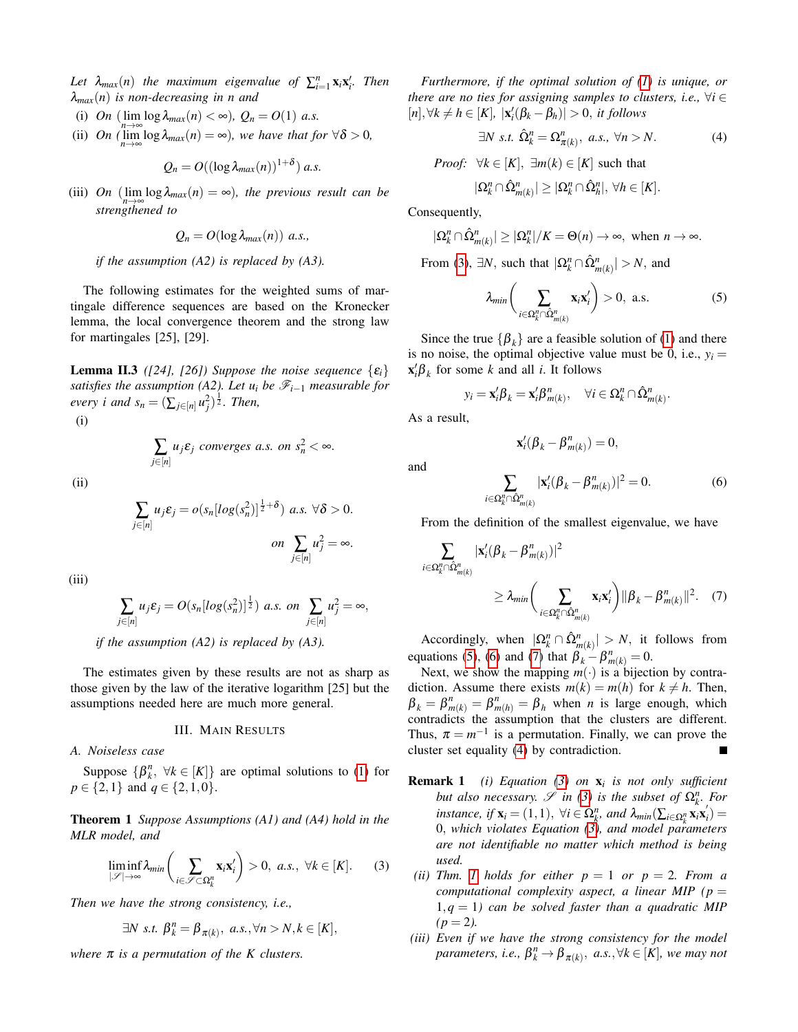*Let $\lambda_{max}(n)$ the maximum eigenvalue of $\sum_{i=1}^{n}\mathbf{x}_i\mathbf{x}_i'$. Then $\lambda_{max}(n)$ is non-decreasing in $n$ and*

(i) *On $(\lim_{n\to\infty}\log\lambda_{max}(n)<\infty)$, $Q_n = O(1)$ a.s.*

(ii) *On $(\lim_{n\to\infty}\log\lambda_{max}(n)=\infty)$, we have that for $\forall\delta>0$,*

$$Q_n = O((\log\lambda_{max}(n))^{1+\delta}) \text{ a.s.}$$

(iii) *On $(\lim_{n\to\infty}\log\lambda_{max}(n)=\infty)$, the previous result can be strengthened to*

$$Q_n = O(\log\lambda_{max}(n)) \text{ a.s.},$$

*if the assumption (A2) is replaced by (A3).*

The following estimates for the weighted sums of martingale difference sequences are based on the Kronecker lemma, the local convergence theorem and the strong law for martingales [25], [29].

**Lemma II.3** *([24], [26]) Suppose the noise sequence $\{\varepsilon_i\}$ satisfies the assumption (A2). Let $u_i$ be $\mathscr{F}_{i-1}$ measurable for every $i$ and $s_n = (\sum_{j\in[n]}u_j^2)^{\frac{1}{2}}$. Then,*

(i)

$$\sum_{j\in[n]}u_j\varepsilon_j \text{ converges a.s. on } s_n^2<\infty.$$

(ii)

$$\sum_{j\in[n]}u_j\varepsilon_j = o(s_n[log(s_n^2)]^{\frac{1}{2}+\delta}) \text{ a.s. } \forall\delta>0. \quad \text{on } \sum_{j\in[n]}u_j^2=\infty.$$

(iii)

$$\sum_{j\in[n]}u_j\varepsilon_j = O(s_n[log(s_n^2)]^{\frac{1}{2}}) \text{ a.s. on } \sum_{j\in[n]}u_j^2=\infty,$$

*if the assumption (A2) is replaced by (A3).*

The estimates given by these results are not as sharp as those given by the law of the iterative logarithm [25] but the assumptions needed here are much more general.

## III. Main Results

### A. Noiseless case

Suppose $\{\beta_k^n,\ \forall k\in[K]\}$ are optimal solutions to (1) for $p\in\{2,1\}$ and $q\in\{2,1,0\}$.

**Theorem 1** *Suppose Assumptions (A1) and (A4) hold in the MLR model, and*

$$\liminf_{|\mathscr{S}|\to\infty}\lambda_{min}\Big(\sum_{i\in\mathscr{S}\subset\Omega_k^n}\mathbf{x}_i\mathbf{x}_i'\Big)>0,\ a.s.,\ \forall k\in[K]. \tag{3}$$

*Then we have the strong consistency, i.e.,*

$$\exists N \text{ s.t. } \beta_k^n=\beta_{\pi(k)},\ a.s.,\forall n>N,k\in[K],$$

*where $\pi$ is a permutation of the $K$ clusters.*

*Furthermore, if the optimal solution of (1) is unique, or there are no ties for assigning samples to clusters, i.e., $\forall i\in[n],\forall k\neq h\in[K]$, $|\mathbf{x}_i'(\beta_k-\beta_h)|>0$, it follows*

$$\exists N \text{ s.t. } \hat{\Omega}_k^n=\Omega_{\pi(k)}^n,\ a.s.,\ \forall n>N. \tag{4}$$

*Proof:* $\forall k\in[K]$, $\exists m(k)\in[K]$ such that

$$|\Omega_k^n\cap\hat{\Omega}_{m(k)}^n|\geq|\Omega_k^n\cap\hat{\Omega}_h^n|,\ \forall h\in[K].$$

Consequently,

$$|\Omega_k^n\cap\hat{\Omega}_{m(k)}^n|\geq|\Omega_k^n|/K=\Theta(n)\to\infty, \text{ when } n\to\infty.$$

From (3), $\exists N$, such that $|\Omega_k^n\cap\hat{\Omega}_{m(k)}^n|>N$, and

$$\lambda_{min}\Big(\sum_{i\in\Omega_k^n\cap\hat{\Omega}_{m(k)}^n}\mathbf{x}_i\mathbf{x}_i'\Big)>0, \text{ a.s.} \tag{5}$$

Since the true $\{\beta_k\}$ are a feasible solution of (1) and there is no noise, the optimal objective value must be 0, i.e., $y_i=\mathbf{x}_i'\beta_k$ for some $k$ and all $i$. It follows

$$y_i=\mathbf{x}_i'\beta_k=\mathbf{x}_i'\beta_{m(k)}^n,\quad \forall i\in\Omega_k^n\cap\hat{\Omega}_{m(k)}^n.$$

As a result,

$$\mathbf{x}_i'(\beta_k-\beta_{m(k)}^n)=0,$$

and

$$\sum_{i\in\Omega_k^n\cap\hat{\Omega}_{m(k)}^n}|\mathbf{x}_i'(\beta_k-\beta_{m(k)}^n)|^2=0. \tag{6}$$

From the definition of the smallest eigenvalue, we have

$$\sum_{i\in\Omega_k^n\cap\hat{\Omega}_{m(k)}^n}|\mathbf{x}_i'(\beta_k-\beta_{m(k)}^n)|^2 \geq\lambda_{min}\Big(\sum_{i\in\Omega_k^n\cap\hat{\Omega}_{m(k)}^n}\mathbf{x}_i\mathbf{x}_i'\Big)\|\beta_k-\beta_{m(k)}^n\|^2. \tag{7}$$

Accordingly, when $|\Omega_k^n\cap\hat{\Omega}_{m(k)}^n|>N$, it follows from equations (5), (6) and (7) that $\beta_k-\beta_{m(k)}^n=0$.

Next, we show the mapping $m(\cdot)$ is a bijection by contradiction. Assume there exists $m(k)=m(h)$ for $k\neq h$. Then, $\beta_k=\beta_{m(k)}^n=\beta_{m(h)}^n=\beta_h$ when $n$ is large enough, which contradicts the assumption that the clusters are different. Thus, $\pi=m^{-1}$ is a permutation. Finally, we can prove the cluster set equality (4) by contradiction. ∎

**Remark 1** *(i) Equation (3) on $\mathbf{x}_i$ is not only sufficient but also necessary. $\mathscr{S}$ in (3) is the subset of $\Omega_k^n$. For instance, if $\mathbf{x}_i=(1,1)$, $\forall i\in\Omega_k^n$, and $\lambda_{min}(\sum_{i\in\Omega_k^n}\mathbf{x}_i\mathbf{x}_i')=0$, which violates Equation (3), and model parameters are not identifiable no matter which method is being used.*

*(ii) Thm. 1 holds for either $p=1$ or $p=2$. From a computational complexity aspect, a linear MIP ($p=1,q=1$) can be solved faster than a quadratic MIP ($p=2$).*

*(iii) Even if we have the strong consistency for the model parameters, i.e., $\beta_k^n\to\beta_{\pi(k)}$, a.s.,$\forall k\in[K]$, we may not*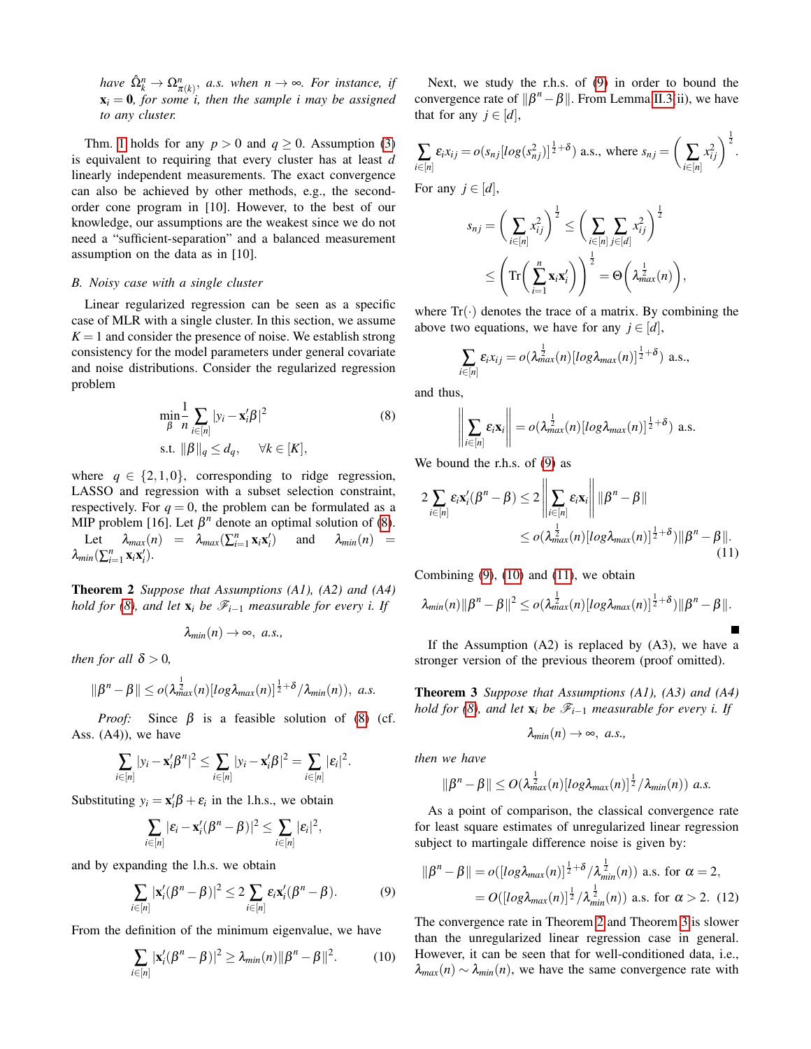*have* $\hat{\Omega}_k^n \to \Omega_{\pi(k)}^n$*, a.s. when* $n \to \infty$*. For instance, if* $\mathbf{x}_i = \mathbf{0}$*, for some* $i$*, then the sample* $i$ *may be assigned to any cluster.*

Thm. 1 holds for any $p > 0$ and $q \geq 0$. Assumption (3) is equivalent to requiring that every cluster has at least $d$ linearly independent measurements. The exact convergence can also be achieved by other methods, e.g., the second-order cone program in [10]. However, to the best of our knowledge, our assumptions are the weakest since we do not need a "sufficient-separation" and a balanced measurement assumption on the data as in [10].

### B. Noisy case with a single cluster

Linear regularized regression can be seen as a specific case of MLR with a single cluster. In this section, we assume $K = 1$ and consider the presence of noise. We establish strong consistency for the model parameters under general covariate and noise distributions. Consider the regularized regression problem

$$\begin{aligned} \min_{\beta} \frac{1}{n} \sum_{i\in[n]} |y_i - \mathbf{x}_i'\beta|^2 \\ \text{s.t. } \|\beta\|_q \leq d_q, \quad \forall k \in [K], \end{aligned} \tag{8}$$

where $q \in \{2, 1, 0\}$, corresponding to ridge regression, LASSO and regression with a subset selection constraint, respectively. For $q = 0$, the problem can be formulated as a MIP problem [16]. Let $\beta^n$ denote an optimal solution of (8).

Let $\lambda_{max}(n) = \lambda_{max}(\sum_{i=1}^n \mathbf{x}_i \mathbf{x}_i')$ and $\lambda_{min}(n) = \lambda_{min}(\sum_{i=1}^n \mathbf{x}_i \mathbf{x}_i')$.

**Theorem 2** *Suppose that Assumptions (A1), (A2) and (A4) hold for (8), and let* $\mathbf{x}_i$ *be* $\mathscr{F}_{i-1}$ *measurable for every* $i$*. If*

$$\lambda_{min}(n) \to \infty, \text{ a.s.,}$$

*then for all* $\delta > 0$*,*

$$\|\beta^n - \beta\| \leq o(\lambda_{max}^{\frac{1}{2}}(n)[log\lambda_{max}(n)]^{\frac{1}{2}+\delta}/\lambda_{min}(n)), \text{ a.s.}$$

*Proof:* Since $\beta$ is a feasible solution of (8) (cf. Ass. (A4)), we have

$$\sum_{i\in[n]} |y_i - \mathbf{x}_i'\beta^n|^2 \leq \sum_{i\in[n]} |y_i - \mathbf{x}_i'\beta|^2 = \sum_{i\in[n]} |\varepsilon_i|^2.$$

Substituting $y_i = \mathbf{x}_i'\beta + \varepsilon_i$ in the l.h.s., we obtain

$$\sum_{i\in[n]} |\varepsilon_i - \mathbf{x}_i'(\beta^n - \beta)|^2 \leq \sum_{i\in[n]} |\varepsilon_i|^2,$$

and by expanding the l.h.s. we obtain

$$\sum_{i\in[n]} |\mathbf{x}_i'(\beta^n - \beta)|^2 \leq 2 \sum_{i\in[n]} \varepsilon_i \mathbf{x}_i'(\beta^n - \beta). \tag{9}$$

From the definition of the minimum eigenvalue, we have

$$\sum_{i\in[n]} |\mathbf{x}_i'(\beta^n - \beta)|^2 \geq \lambda_{min}(n)\|\beta^n - \beta\|^2. \tag{10}$$

Next, we study the r.h.s. of (9) in order to bound the convergence rate of $\|\beta^n - \beta\|$. From Lemma II.3(ii), we have that for any $j \in [d]$,

$$\sum_{i\in[n]} \varepsilon_i x_{ij} = o(s_{nj}[log(s_{nj}^2)]^{\frac{1}{2}+\delta}) \text{ a.s., where } s_{nj} = \left(\sum_{i\in[n]} x_{ij}^2\right)^{\frac{1}{2}}.$$

For any $j \in [d]$,

$$\begin{aligned} s_{nj} = \left(\sum_{i\in[n]} x_{ij}^2\right)^{\frac{1}{2}} &\leq \left(\sum_{i\in[n]}\sum_{j\in[d]} x_{ij}^2\right)^{\frac{1}{2}} \\ &\leq \left(\text{Tr}\left(\sum_{i=1}^n \mathbf{x}_i\mathbf{x}_i'\right)\right)^{\frac{1}{2}} = \Theta\left(\lambda_{max}^{\frac{1}{2}}(n)\right), \end{aligned}$$

where $\text{Tr}(\cdot)$ denotes the trace of a matrix. By combining the above two equations, we have for any $j \in [d]$,

$$\sum_{i\in[n]} \varepsilon_i x_{ij} = o(\lambda_{max}^{\frac{1}{2}}(n)[log\lambda_{max}(n)]^{\frac{1}{2}+\delta}) \text{ a.s.,}$$

and thus,

$$\left\|\sum_{i\in[n]} \varepsilon_i \mathbf{x}_i\right\| = o(\lambda_{max}^{\frac{1}{2}}(n)[log\lambda_{max}(n)]^{\frac{1}{2}+\delta}) \text{ a.s.}$$

We bound the r.h.s. of (9) as

$$\begin{aligned} 2\sum_{i\in[n]} \varepsilon_i \mathbf{x}_i'(\beta^n - \beta) &\leq 2\left\|\sum_{i\in[n]} \varepsilon_i \mathbf{x}_i\right\| \|\beta^n - \beta\| \\ &\leq o(\lambda_{max}^{\frac{1}{2}}(n)[log\lambda_{max}(n)]^{\frac{1}{2}+\delta})\|\beta^n - \beta\|. \end{aligned} \tag{11}$$

Combining (9), (10) and (11), we obtain

$$\lambda_{min}(n)\|\beta^n - \beta\|^2 \leq o(\lambda_{max}^{\frac{1}{2}}(n)[log\lambda_{max}(n)]^{\frac{1}{2}+\delta})\|\beta^n - \beta\|.$$

■

If the Assumption (A2) is replaced by (A3), we have a stronger version of the previous theorem (proof omitted).

**Theorem 3** *Suppose that Assumptions (A1), (A3) and (A4) hold for (8), and let* $\mathbf{x}_i$ *be* $\mathscr{F}_{i-1}$ *measurable for every* $i$*. If*

$$\lambda_{min}(n) \to \infty, \text{ a.s.,}$$

*then we have*

$$\|\beta^n - \beta\| \leq O(\lambda_{max}^{\frac{1}{2}}(n)[log\lambda_{max}(n)]^{\frac{1}{2}}/\lambda_{min}(n)) \text{ a.s.}$$

As a point of comparison, the classical convergence rate for least square estimates of unregularized linear regression subject to martingale difference noise is given by:

$$\begin{aligned} \|\beta^n - \beta\| &= o([log\lambda_{max}(n)]^{\frac{1}{2}+\delta}/\lambda_{min}^{\frac{1}{2}}(n)) \text{ a.s. for } \alpha = 2, \\ &= O([log\lambda_{max}(n)]^{\frac{1}{2}}/\lambda_{min}^{\frac{1}{2}}(n)) \text{ a.s. for } \alpha > 2. \end{aligned} \tag{12}$$

The convergence rate in Theorem 2 and Theorem 3 is slower than the unregularized linear regression case in general. However, it can be seen that for well-conditioned data, i.e., $\lambda_{max}(n) \sim \lambda_{min}(n)$, we have the same convergence rate with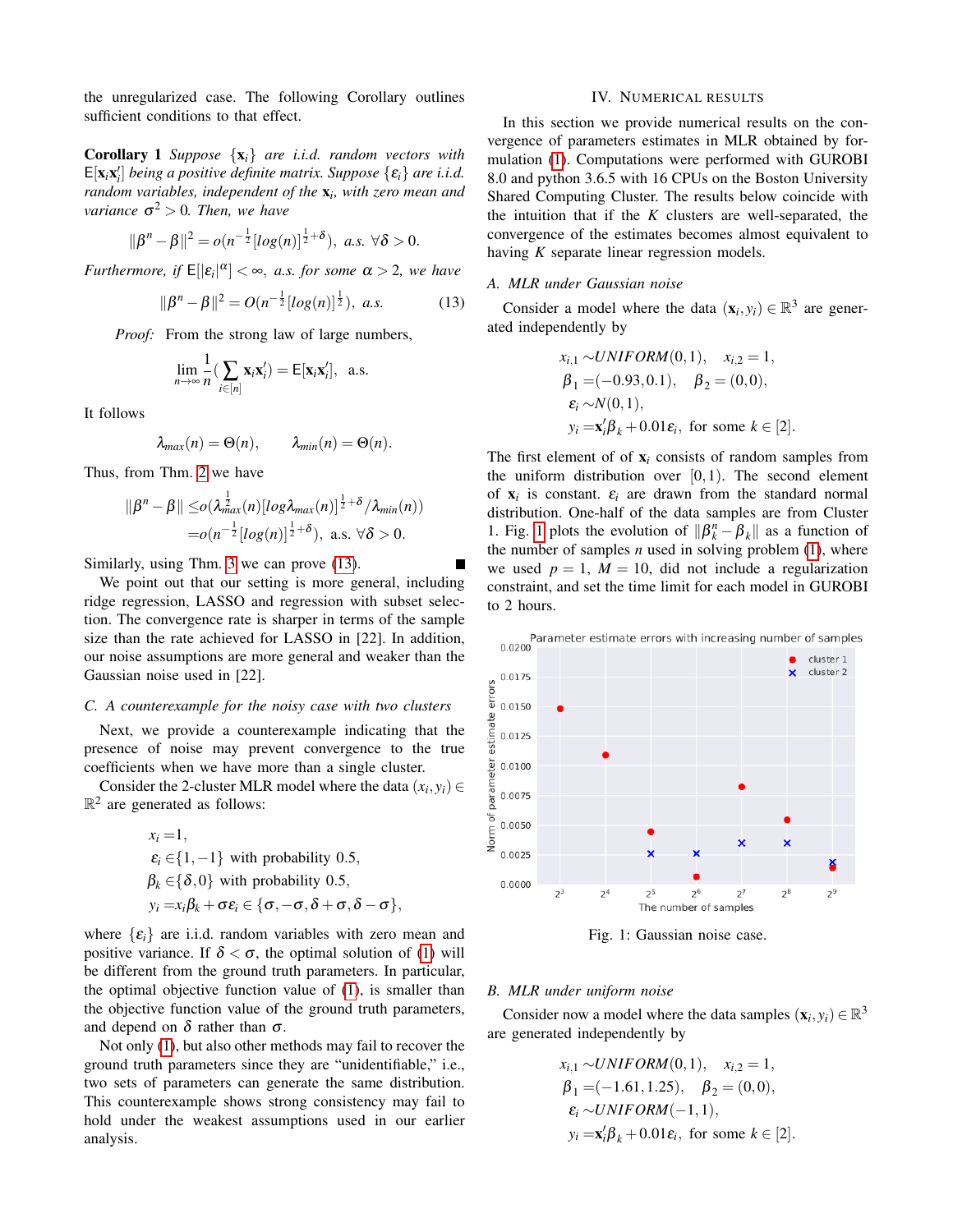the unregularized case. The following Corollary outlines sufficient conditions to that effect.

**Corollary 1** *Suppose* $\{\mathbf{x}_i\}$ *are i.i.d. random vectors with* $\mathsf{E}[\mathbf{x}_i\mathbf{x}_i']$ *being a positive definite matrix. Suppose* $\{\varepsilon_i\}$ *are i.i.d. random variables, independent of the* $\mathbf{x}_i$*, with zero mean and variance* $\sigma^2 > 0$*. Then, we have*

$$\|\beta^n - \beta\|^2 = o(n^{-\frac{1}{2}}[log(n)]^{\frac{1}{2}+\delta}), \ a.s.\ \forall\delta > 0.$$

*Furthermore, if* $\mathsf{E}[|\varepsilon_i|^{\alpha}] < \infty$*, a.s. for some* $\alpha > 2$*, we have*

$$\|\beta^n - \beta\|^2 = O(n^{-\frac{1}{2}}[log(n)]^{\frac{1}{2}}), \ a.s. \tag{13}$$

*Proof:* From the strong law of large numbers,

$$\lim_{n\to\infty}\frac{1}{n}(\sum_{i\in[n]}\mathbf{x}_i\mathbf{x}_i') = \mathsf{E}[\mathbf{x}_i\mathbf{x}_i'], \ \text{a.s.}$$

It follows

$$\lambda_{max}(n) = \Theta(n), \qquad \lambda_{min}(n) = \Theta(n).$$

Thus, from Thm. 2 we have

$$\begin{aligned}\|\beta^n - \beta\| \leq& o(\lambda_{max}^{\frac{1}{2}}(n)[log\lambda_{max}(n)]^{\frac{1}{2}+\delta}/\lambda_{min}(n))\\ =& o(n^{-\frac{1}{2}}[log(n)]^{\frac{1}{2}+\delta}), \ \text{a.s.}\ \forall\delta > 0.\end{aligned}$$

Similarly, using Thm. 3 we can prove (13). ∎

We point out that our setting is more general, including ridge regression, LASSO and regression with subset selection. The convergence rate is sharper in terms of the sample size than the rate achieved for LASSO in [22]. In addition, our noise assumptions are more general and weaker than the Gaussian noise used in [22].

### C. A counterexample for the noisy case with two clusters

Next, we provide a counterexample indicating that the presence of noise may prevent convergence to the true coefficients when we have more than a single cluster.

Consider the 2-cluster MLR model where the data $(x_i, y_i) \in \mathbb{R}^2$ are generated as follows:

$$\begin{aligned}x_i =& 1,\\ \varepsilon_i \in& \{1, -1\} \text{ with probability } 0.5,\\ \beta_k \in& \{\delta, 0\} \text{ with probability } 0.5,\\ y_i =& x_i\beta_k + \sigma\varepsilon_i \in \{\sigma, -\sigma, \delta+\sigma, \delta-\sigma\},\end{aligned}$$

where $\{\varepsilon_i\}$ are i.i.d. random variables with zero mean and positive variance. If $\delta < \sigma$, the optimal solution of (1) will be different from the ground truth parameters. In particular, the optimal objective function value of (1), is smaller than the objective function value of the ground truth parameters, and depend on $\delta$ rather than $\sigma$.

Not only (1), but also other methods may fail to recover the ground truth parameters since they are "unidentifiable," i.e., two sets of parameters can generate the same distribution. This counterexample shows strong consistency may fail to hold under the weakest assumptions used in our earlier analysis.

## IV. Numerical results

In this section we provide numerical results on the convergence of parameters estimates in MLR obtained by formulation (1). Computations were performed with GUROBI 8.0 and python 3.6.5 with 16 CPUs on the Boston University Shared Computing Cluster. The results below coincide with the intuition that if the $K$ clusters are well-separated, the convergence of the estimates becomes almost equivalent to having $K$ separate linear regression models.

### A. MLR under Gaussian noise

Consider a model where the data $(\mathbf{x}_i, y_i) \in \mathbb{R}^3$ are generated independently by

$$\begin{aligned}x_{i,1} \sim& UNIFORM(0,1), \quad x_{i,2} = 1,\\ \beta_1 =& (-0.93, 0.1), \quad \beta_2 = (0,0),\\ \varepsilon_i \sim& N(0,1),\\ y_i =& \mathbf{x}_i'\beta_k + 0.01\varepsilon_i, \text{ for some } k \in [2].\end{aligned}$$

The first element of of $\mathbf{x}_i$ consists of random samples from the uniform distribution over $[0,1)$. The second element of $\mathbf{x}_i$ is constant. $\varepsilon_i$ are drawn from the standard normal distribution. One-half of the data samples are from Cluster 1. Fig. 1 plots the evolution of $\|\beta_k^n - \beta_k\|$ as a function of the number of samples $n$ used in solving problem (1), where we used $p = 1$, $M = 10$, did not include a regularization constraint, and set the time limit for each model in GUROBI to 2 hours.

Fig. 1: Gaussian noise case.

### B. MLR under uniform noise

Consider now a model where the data samples $(\mathbf{x}_i, y_i) \in \mathbb{R}^3$ are generated independently by

$$\begin{aligned}x_{i,1} \sim& UNIFORM(0,1), \quad x_{i,2} = 1,\\ \beta_1 =& (-1.61, 1.25), \quad \beta_2 = (0,0),\\ \varepsilon_i \sim& UNIFORM(-1,1),\\ y_i =& \mathbf{x}_i'\beta_k + 0.01\varepsilon_i, \text{ for some } k \in [2].\end{aligned}$$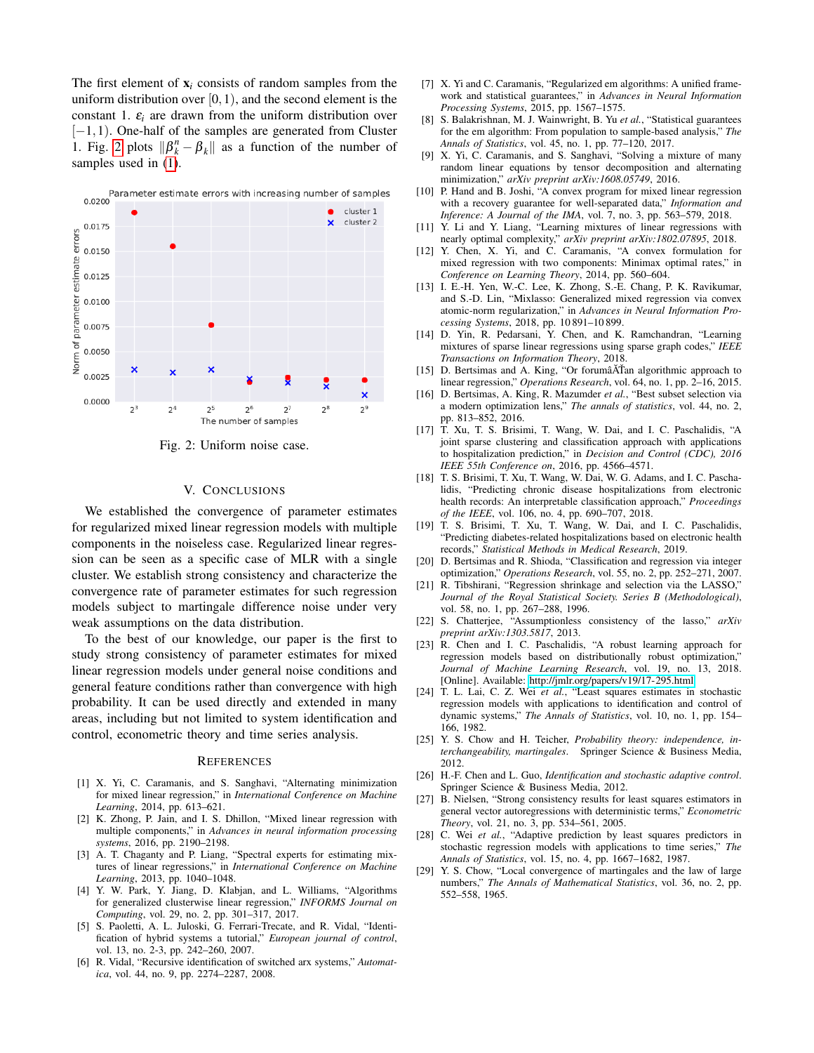The first element of $\mathbf{x}_i$ consists of random samples from the uniform distribution over $[0,1)$, and the second element is the constant 1. $\varepsilon_i$ are drawn from the uniform distribution over $[-1,1)$. One-half of the samples are generated from Cluster 1. Fig. 2 plots $\|\beta_k^n - \beta_k\|$ as a function of the number of samples used in (1).

Parameter estimate errors with increasing number of samples

Norm of parameter estimate errors

0.0200
0.0175
0.0150
0.0125
0.0100
0.0075
0.0050
0.0025
0.0000

cluster 1
cluster 2

$2^3$ $2^4$ $2^5$ $2^6$ $2^7$ $2^8$ $2^9$

The number of samples

Fig. 2: Uniform noise case.

## V. Conclusions

We established the convergence of parameter estimates for regularized mixed linear regression models with multiple components in the noiseless case. Regularized linear regression can be seen as a specific case of MLR with a single cluster. We establish strong consistency and characterize the convergence rate of parameter estimates for such regression models subject to martingale difference noise under very weak assumptions on the data distribution.

To the best of our knowledge, our paper is the first to study strong consistency of parameter estimates for mixed linear regression models under general noise conditions and general feature conditions rather than convergence with high probability. It can be used directly and extended in many areas, including but not limited to system identification and control, econometric theory and time series analysis.

## References

[1] X. Yi, C. Caramanis, and S. Sanghavi, "Alternating minimization for mixed linear regression," in *International Conference on Machine Learning*, 2014, pp. 613–621.

[2] K. Zhong, P. Jain, and I. S. Dhillon, "Mixed linear regression with multiple components," in *Advances in neural information processing systems*, 2016, pp. 2190–2198.

[3] A. T. Chaganty and P. Liang, "Spectral experts for estimating mixtures of linear regressions," in *International Conference on Machine Learning*, 2013, pp. 1040–1048.

[4] Y. W. Park, Y. Jiang, D. Klabjan, and L. Williams, "Algorithms for generalized clusterwise linear regression," *INFORMS Journal on Computing*, vol. 29, no. 2, pp. 301–317, 2017.

[5] S. Paoletti, A. L. Juloski, G. Ferrari-Trecate, and R. Vidal, "Identification of hybrid systems a tutorial," *European journal of control*, vol. 13, no. 2-3, pp. 242–260, 2007.

[6] R. Vidal, "Recursive identification of switched arx systems," *Automatica*, vol. 44, no. 9, pp. 2274–2287, 2008.

[7] X. Yi and C. Caramanis, "Regularized em algorithms: A unified framework and statistical guarantees," in *Advances in Neural Information Processing Systems*, 2015, pp. 1567–1575.

[8] S. Balakrishnan, M. J. Wainwright, B. Yu *et al.*, "Statistical guarantees for the em algorithm: From population to sample-based analysis," *The Annals of Statistics*, vol. 45, no. 1, pp. 77–120, 2017.

[9] X. Yi, C. Caramanis, and S. Sanghavi, "Solving a mixture of many random linear equations by tensor decomposition and alternating minimization," *arXiv preprint arXiv:1608.05749*, 2016.

[10] P. Hand and B. Joshi, "A convex program for mixed linear regression with a recovery guarantee for well-separated data," *Information and Inference: A Journal of the IMA*, vol. 7, no. 3, pp. 563–579, 2018.

[11] Y. Li and Y. Liang, "Learning mixtures of linear regressions with nearly optimal complexity," *arXiv preprint arXiv:1802.07895*, 2018.

[12] Y. Chen, X. Yi, and C. Caramanis, "A convex formulation for mixed regression with two components: Minimax optimal rates," in *Conference on Learning Theory*, 2014, pp. 560–604.

[13] I. E.-H. Yen, W.-C. Lee, K. Zhong, S.-E. Chang, P. K. Ravikumar, and S.-D. Lin, "Mixlasso: Generalized mixed regression via convex atomic-norm regularization," in *Advances in Neural Information Processing Systems*, 2018, pp. 10 891–10 899.

[14] D. Yin, R. Pedarsani, Y. Chen, and K. Ramchandran, "Learning mixtures of sparse linear regressions using sparse graph codes," *IEEE Transactions on Information Theory*, 2018.

[15] D. Bertsimas and A. King, "Or forumâĂŤan algorithmic approach to linear regression," *Operations Research*, vol. 64, no. 1, pp. 2–16, 2015.

[16] D. Bertsimas, A. King, R. Mazumder *et al.*, "Best subset selection via a modern optimization lens," *The annals of statistics*, vol. 44, no. 2, pp. 813–852, 2016.

[17] T. Xu, T. S. Brisimi, T. Wang, W. Dai, and I. C. Paschalidis, "A joint sparse clustering and classification approach with applications to hospitalization prediction," in *Decision and Control (CDC), 2016 IEEE 55th Conference on*, 2016, pp. 4566–4571.

[18] T. S. Brisimi, T. Xu, T. Wang, W. Dai, W. G. Adams, and I. C. Paschalidis, "Predicting chronic disease hospitalizations from electronic health records: An interpretable classification approach," *Proceedings of the IEEE*, vol. 106, no. 4, pp. 690–707, 2018.

[19] T. S. Brisimi, T. Xu, T. Wang, W. Dai, and I. C. Paschalidis, "Predicting diabetes-related hospitalizations based on electronic health records," *Statistical Methods in Medical Research*, 2019.

[20] D. Bertsimas and R. Shioda, "Classification and regression via integer optimization," *Operations Research*, vol. 55, no. 2, pp. 252–271, 2007.

[21] R. Tibshirani, "Regression shrinkage and selection via the LASSO," *Journal of the Royal Statistical Society. Series B (Methodological)*, vol. 58, no. 1, pp. 267–288, 1996.

[22] S. Chatterjee, "Assumptionless consistency of the lasso," *arXiv preprint arXiv:1303.5817*, 2013.

[23] R. Chen and I. C. Paschalidis, "A robust learning approach for regression models based on distributionally robust optimization," *Journal of Machine Learning Research*, vol. 19, no. 13, 2018. [Online]. Available: http://jmlr.org/papers/v19/17-295.html

[24] T. L. Lai, C. Z. Wei *et al.*, "Least squares estimates in stochastic regression models with applications to identification and control of dynamic systems," *The Annals of Statistics*, vol. 10, no. 1, pp. 154–166, 1982.

[25] Y. S. Chow and H. Teicher, *Probability theory: independence, interchangeability, martingales*. Springer Science & Business Media, 2012.

[26] H.-F. Chen and L. Guo, *Identification and stochastic adaptive control*. Springer Science & Business Media, 2012.

[27] B. Nielsen, "Strong consistency results for least squares estimators in general vector autoregressions with deterministic terms," *Econometric Theory*, vol. 21, no. 3, pp. 534–561, 2005.

[28] C. Wei *et al.*, "Adaptive prediction by least squares predictors in stochastic regression models with applications to time series," *The Annals of Statistics*, vol. 15, no. 4, pp. 1667–1682, 1987.

[29] Y. S. Chow, "Local convergence of martingales and the law of large numbers," *The Annals of Mathematical Statistics*, vol. 36, no. 2, pp. 552–558, 1965.